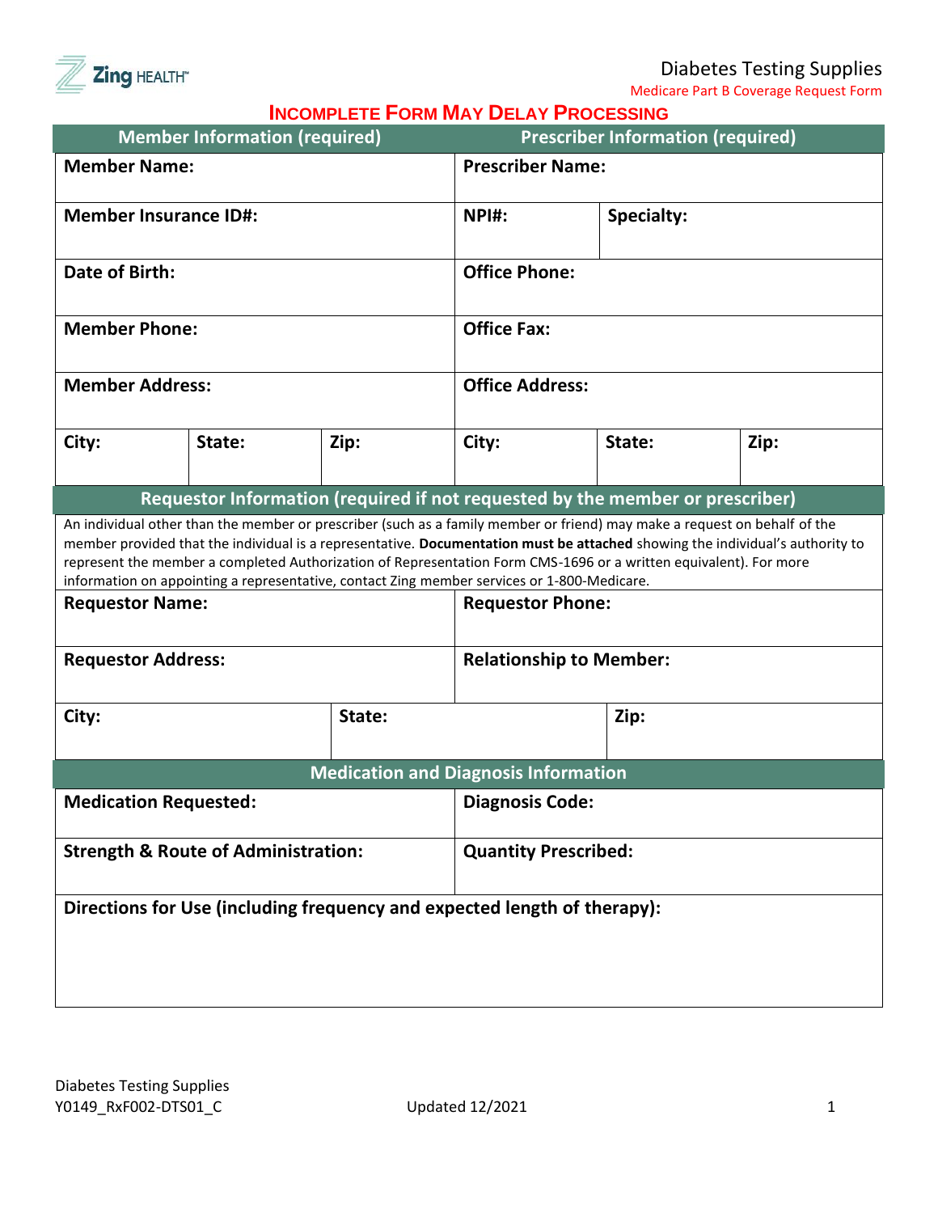Zing HEALTH

# Diabetes Testing Supplies

Medicare Part B Coverage Request Form

**INCOMPLETE FORM MAY DELAY PROCESSING**

| Member Information (required) | | | Prescriber Information (required) | | |
|---|---|---|---|---|---|
| **Member Name:** | | | **Prescriber Name:** | | |
| **Member Insurance ID#:** | | | **NPI#:** | **Specialty:** | |
| **Date of Birth:** | | | **Office Phone:** | | |
| **Member Phone:** | | | **Office Fax:** | | |
| **Member Address:** | | | **Office Address:** | | |
| **City:** | **State:** | **Zip:** | **City:** | **State:** | **Zip:** |

## Requestor Information (required if not requested by the member or prescriber)

An individual other than the member or prescriber (such as a family member or friend) may make a request on behalf of the member provided that the individual is a representative. **Documentation must be attached** showing the individual's authority to represent the member a completed Authorization of Representation Form CMS-1696 or a written equivalent). For more information on appointing a representative, contact Zing member services or 1-800-Medicare.

| | | |
|---|---|---|
| **Requestor Name:** | **Requestor Phone:** | |
| **Requestor Address:** | **Relationship to Member:** | |
| **City:** | **State:** | **Zip:** |

## Medication and Diagnosis Information

| | |
|---|---|
| **Medication Requested:** | **Diagnosis Code:** |
| **Strength & Route of Administration:** | **Quantity Prescribed:** |
| **Directions for Use (including frequency and expected length of therapy):** | |

Diabetes Testing Supplies
Y0149_RxF002-DTS01_C Updated 12/2021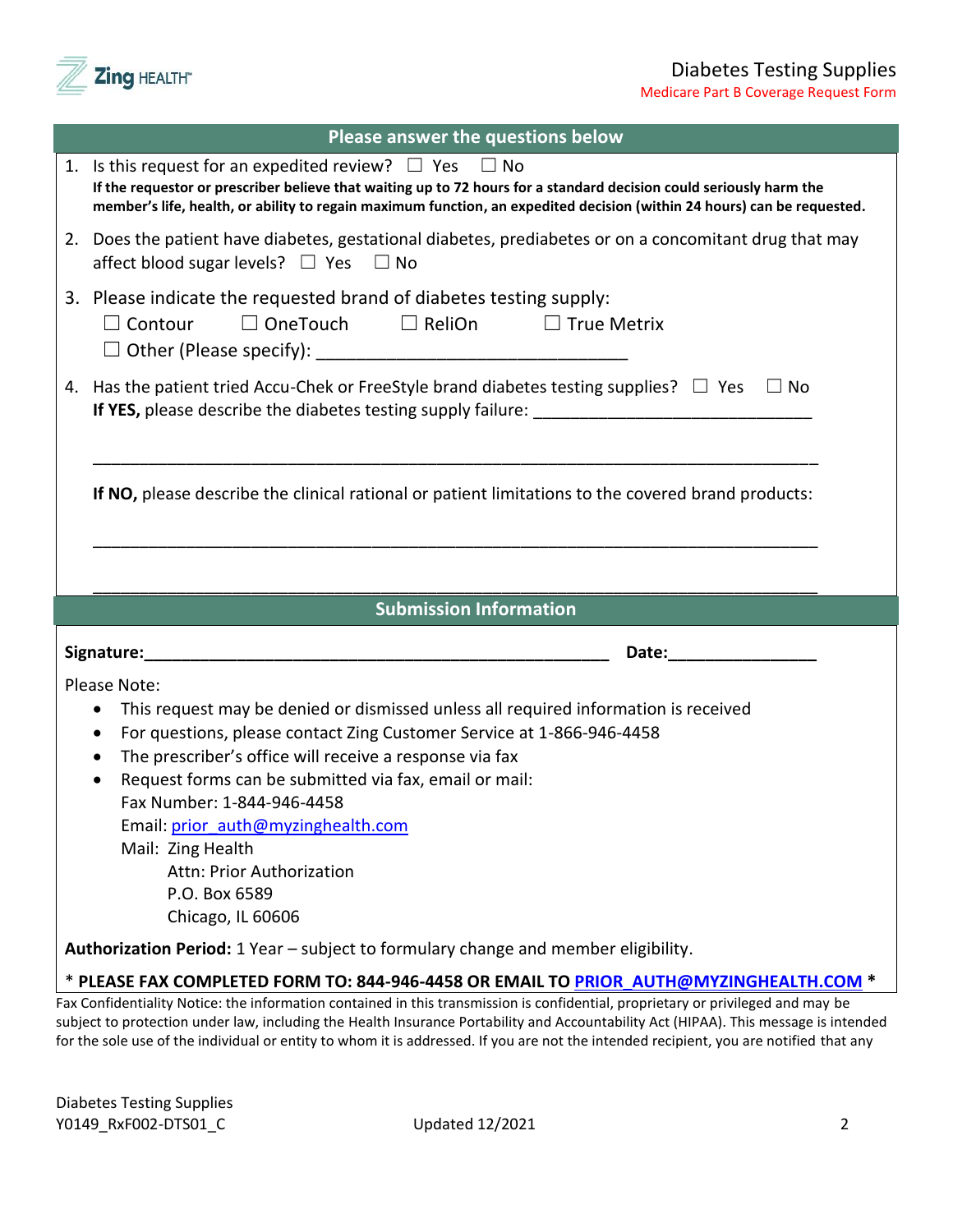## Please answer the questions below

1. Is this request for an expedited review? ☐ Yes ☐ No
   **If the requestor or prescriber believe that waiting up to 72 hours for a standard decision could seriously harm the member's life, health, or ability to regain maximum function, an expedited decision (within 24 hours) can be requested.**

2. Does the patient have diabetes, gestational diabetes, prediabetes or on a concomitant drug that may affect blood sugar levels? ☐ Yes ☐ No

3. Please indicate the requested brand of diabetes testing supply:
   ☐ Contour ☐ OneTouch ☐ ReliOn ☐ True Metrix
   ☐ Other (Please specify): ________________________________

4. Has the patient tried Accu-Chek or FreeStyle brand diabetes testing supplies? ☐ Yes ☐ No
   **If YES,** please describe the diabetes testing supply failure: ______________________________

   ________________________________________________________________________________

   **If NO,** please describe the clinical rational or patient limitations to the covered brand products:

   ________________________________________________________________________________

   ________________________________________________________________________________

## Submission Information

**Signature:**_____________________________________________________ **Date:**________________

Please Note:

- This request may be denied or dismissed unless all required information is received
- For questions, please contact Zing Customer Service at 1-866-946-4458
- The prescriber's office will receive a response via fax
- Request forms can be submitted via fax, email or mail:
  Fax Number: 1-844-946-4458
  Email: prior_auth@myzinghealth.com
  Mail: Zing Health
  Attn: Prior Authorization
  P.O. Box 6589
  Chicago, IL 60606

**Authorization Period:** 1 Year – subject to formulary change and member eligibility.

**\* PLEASE FAX COMPLETED FORM TO: 844-946-4458 OR EMAIL TO PRIOR_AUTH@MYZINGHEALTH.COM \***

Fax Confidentiality Notice: the information contained in this transmission is confidential, proprietary or privileged and may be subject to protection under law, including the Health Insurance Portability and Accountability Act (HIPAA). This message is intended for the sole use of the individual or entity to whom it is addressed. If you are not the intended recipient, you are notified that any

Diabetes Testing Supplies
Y0149_RxF002-DTS01_C Updated 12/2021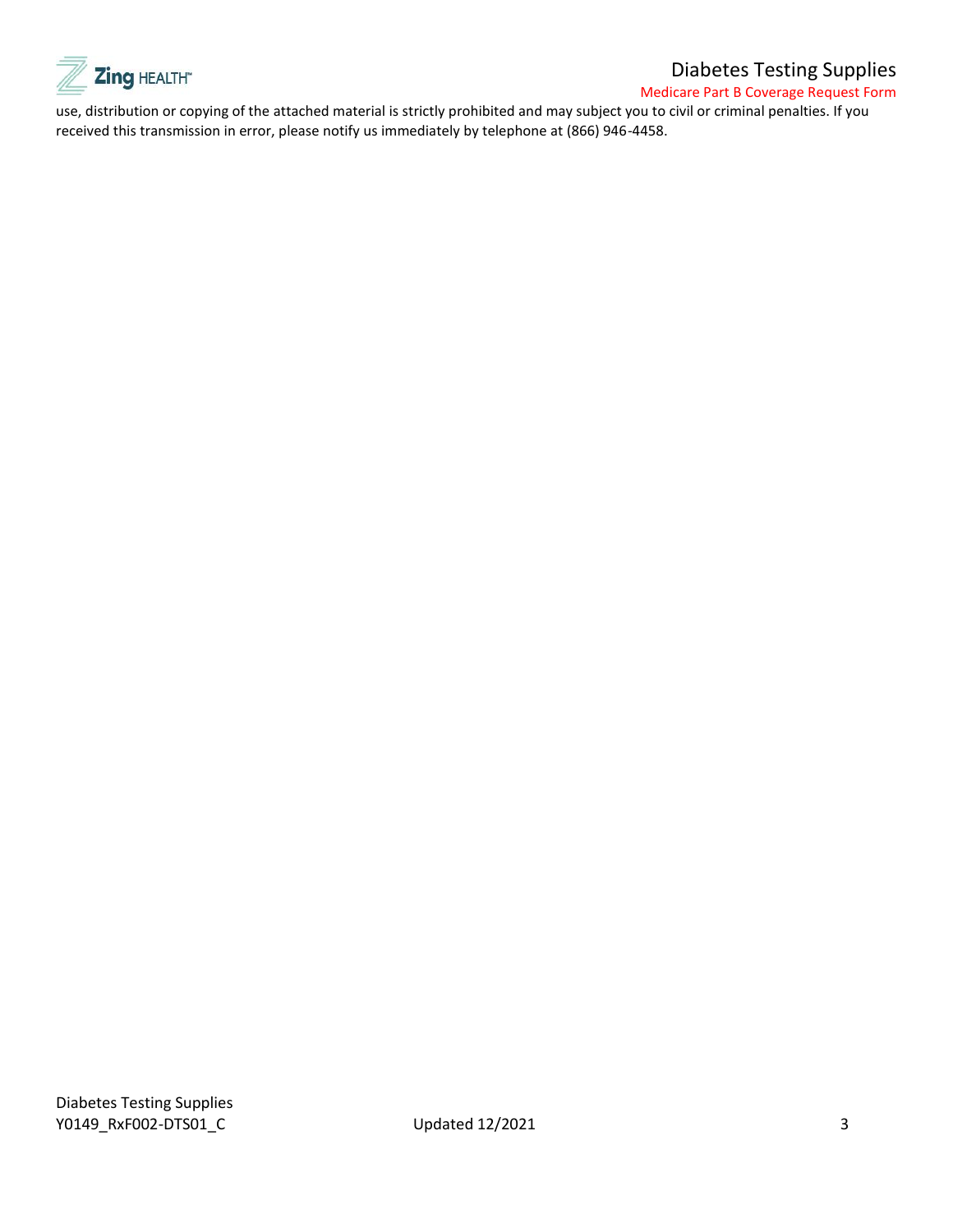use, distribution or copying of the attached material is strictly prohibited and may subject you to civil or criminal penalties. If you received this transmission in error, please notify us immediately by telephone at (866) 946-4458.